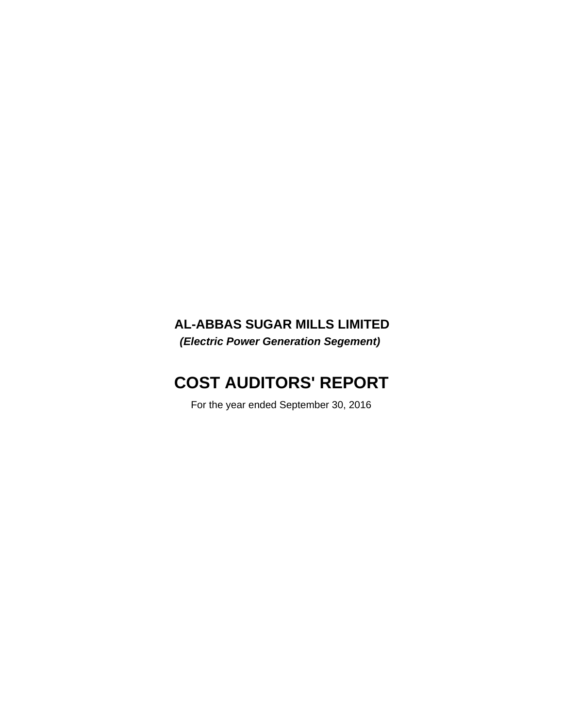# AL-ABBAS SUGAR MILLS LIMITED

***(Electric Power Generation Segement)***

# COST AUDITORS' REPORT

For the year ended September 30, 2016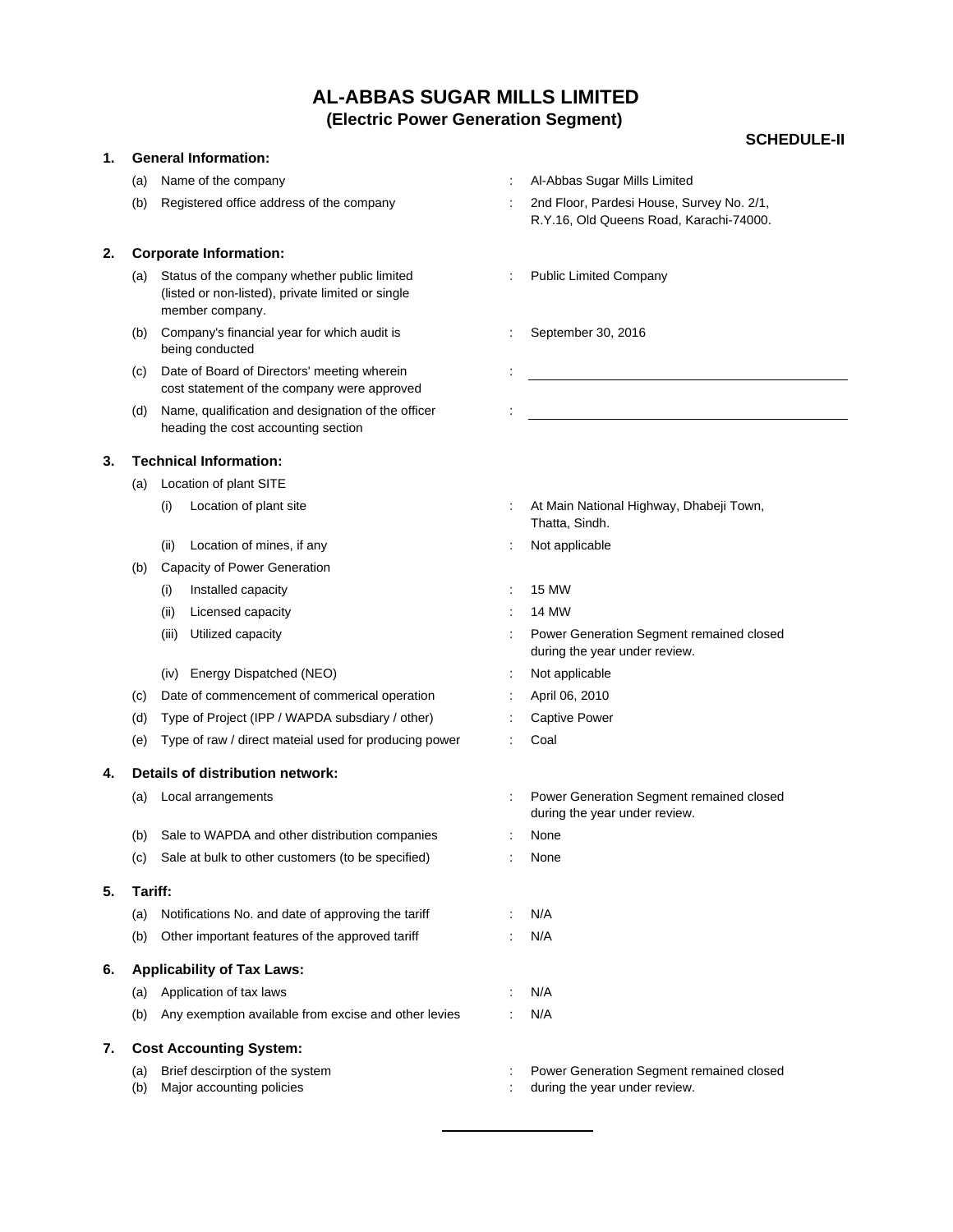# AL-ABBAS SUGAR MILLS LIMITED
## (Electric Power Generation Segment)

**SCHEDULE-II**

**1. General Information:**

| | | | |
|---|---|---|---|
| (a) | Name of the company | : | Al-Abbas Sugar Mills Limited |
| (b) | Registered office address of the company | : | 2nd Floor, Pardesi House, Survey No. 2/1, R.Y.16, Old Queens Road, Karachi-74000. |

**2. Corporate Information:**

| | | | |
|---|---|---|---|
| (a) | Status of the company whether public limited (listed or non-listed), private limited or single member company. | : | Public Limited Company |
| (b) | Company's financial year for which audit is being conducted | : | September 30, 2016 |
| (c) | Date of Board of Directors' meeting wherein cost statement of the company were approved | : | ____________________ |
| (d) | Name, qualification and designation of the officer heading the cost accounting section | : | ____________________ |

**3. Technical Information:**

| | | | |
|---|---|---|---|
| (a) | Location of plant SITE | | |
| | (i) Location of plant site | : | At Main National Highway, Dhabeji Town, Thatta, Sindh. |
| | (ii) Location of mines, if any | : | Not applicable |
| (b) | Capacity of Power Generation | | |
| | (i) Installed capacity | : | 15 MW |
| | (ii) Licensed capacity | : | 14 MW |
| | (iii) Utilized capacity | : | Power Generation Segment remained closed during the year under review. |
| | (iv) Energy Dispatched (NEO) | : | Not applicable |
| (c) | Date of commencement of commerical operation | : | April 06, 2010 |
| (d) | Type of Project (IPP / WAPDA subsdiary / other) | : | Captive Power |
| (e) | Type of raw / direct mateial used for producing power | : | Coal |

**4. Details of distribution network:**

| | | | |
|---|---|---|---|
| (a) | Local arrangements | : | Power Generation Segment remained closed during the year under review. |
| (b) | Sale to WAPDA and other distribution companies | : | None |
| (c) | Sale at bulk to other customers (to be specified) | : | None |

**5. Tariff:**

| | | | |
|---|---|---|---|
| (a) | Notifications No. and date of approving the tariff | : | N/A |
| (b) | Other important features of the approved tariff | : | N/A |

**6. Applicability of Tax Laws:**

| | | | |
|---|---|---|---|
| (a) | Application of tax laws | : | N/A |
| (b) | Any exemption available from excise and other levies | : | N/A |

**7. Cost Accounting System:**

| | | | |
|---|---|---|---|
| (a) | Brief descirption of the system | : | Power Generation Segment remained closed |
| (b) | Major accounting policies | : | during the year under review. |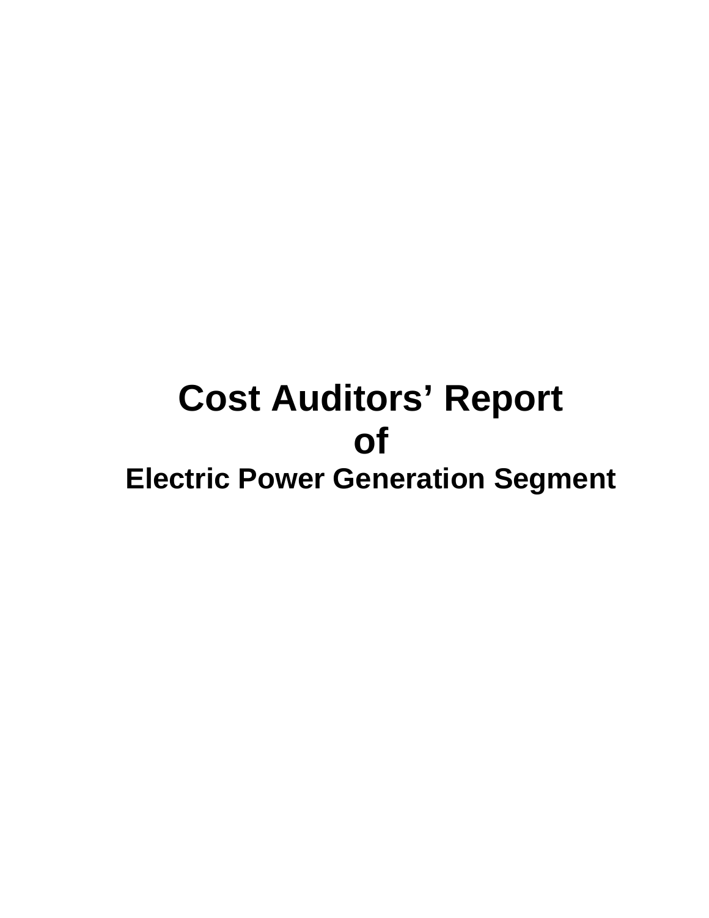# Cost Auditors' Report
# of
## Electric Power Generation Segment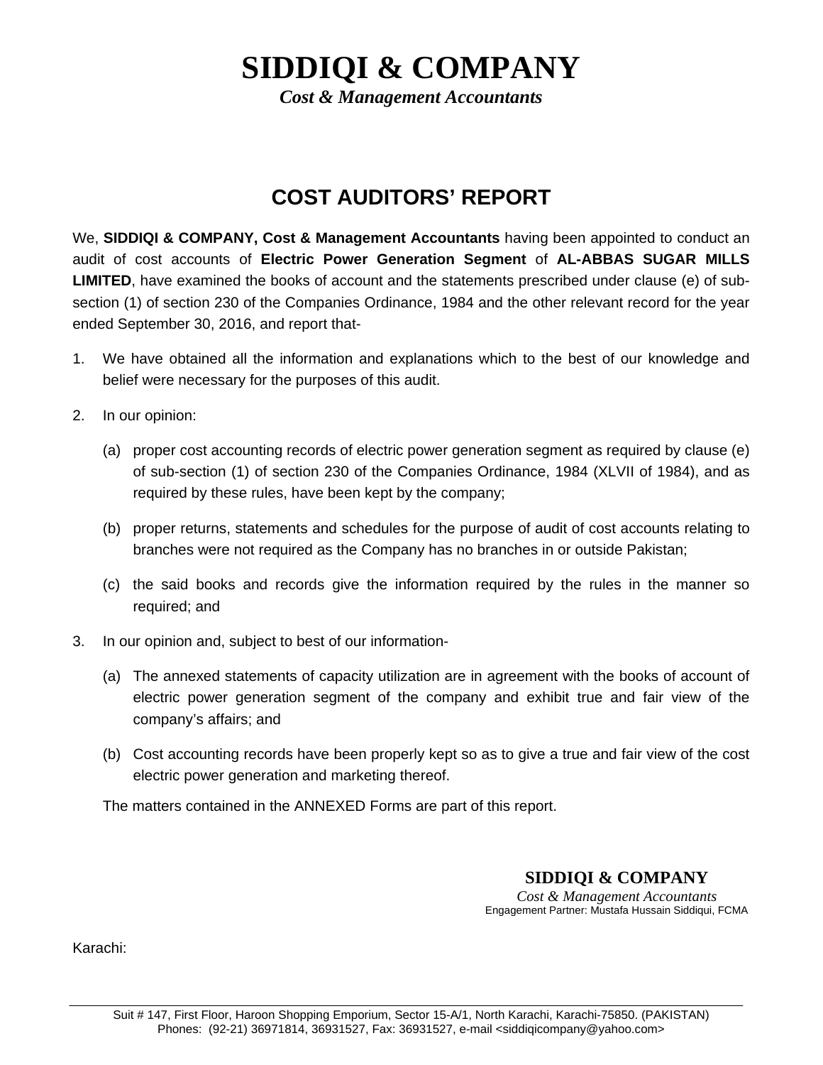# SIDDIQI & COMPANY

*Cost & Management Accountants*

## COST AUDITORS' REPORT

We, **SIDDIQI & COMPANY, Cost & Management Accountants** having been appointed to conduct an audit of cost accounts of **Electric Power Generation Segment** of **AL-ABBAS SUGAR MILLS LIMITED**, have examined the books of account and the statements prescribed under clause (e) of sub-section (1) of section 230 of the Companies Ordinance, 1984 and the other relevant record for the year ended September 30, 2016, and report that-

1. We have obtained all the information and explanations which to the best of our knowledge and belief were necessary for the purposes of this audit.

2. In our opinion:

   (a) proper cost accounting records of electric power generation segment as required by clause (e) of sub-section (1) of section 230 of the Companies Ordinance, 1984 (XLVII of 1984), and as required by these rules, have been kept by the company;

   (b) proper returns, statements and schedules for the purpose of audit of cost accounts relating to branches were not required as the Company has no branches in or outside Pakistan;

   (c) the said books and records give the information required by the rules in the manner so required; and

3. In our opinion and, subject to best of our information-

   (a) The annexed statements of capacity utilization are in agreement with the books of account of electric power generation segment of the company and exhibit true and fair view of the company's affairs; and

   (b) Cost accounting records have been properly kept so as to give a true and fair view of the cost electric power generation and marketing thereof.

   The matters contained in the ANNEXED Forms are part of this report.

**SIDDIQI & COMPANY**
*Cost & Management Accountants*
Engagement Partner: Mustafa Hussain Siddiqui, FCMA

Karachi:

Suit # 147, First Floor, Haroon Shopping Emporium, Sector 15-A/1, North Karachi, Karachi-75850. (PAKISTAN)
Phones: (92-21) 36971814, 36931527, Fax: 36931527, e-mail <siddiqicompany@yahoo.com>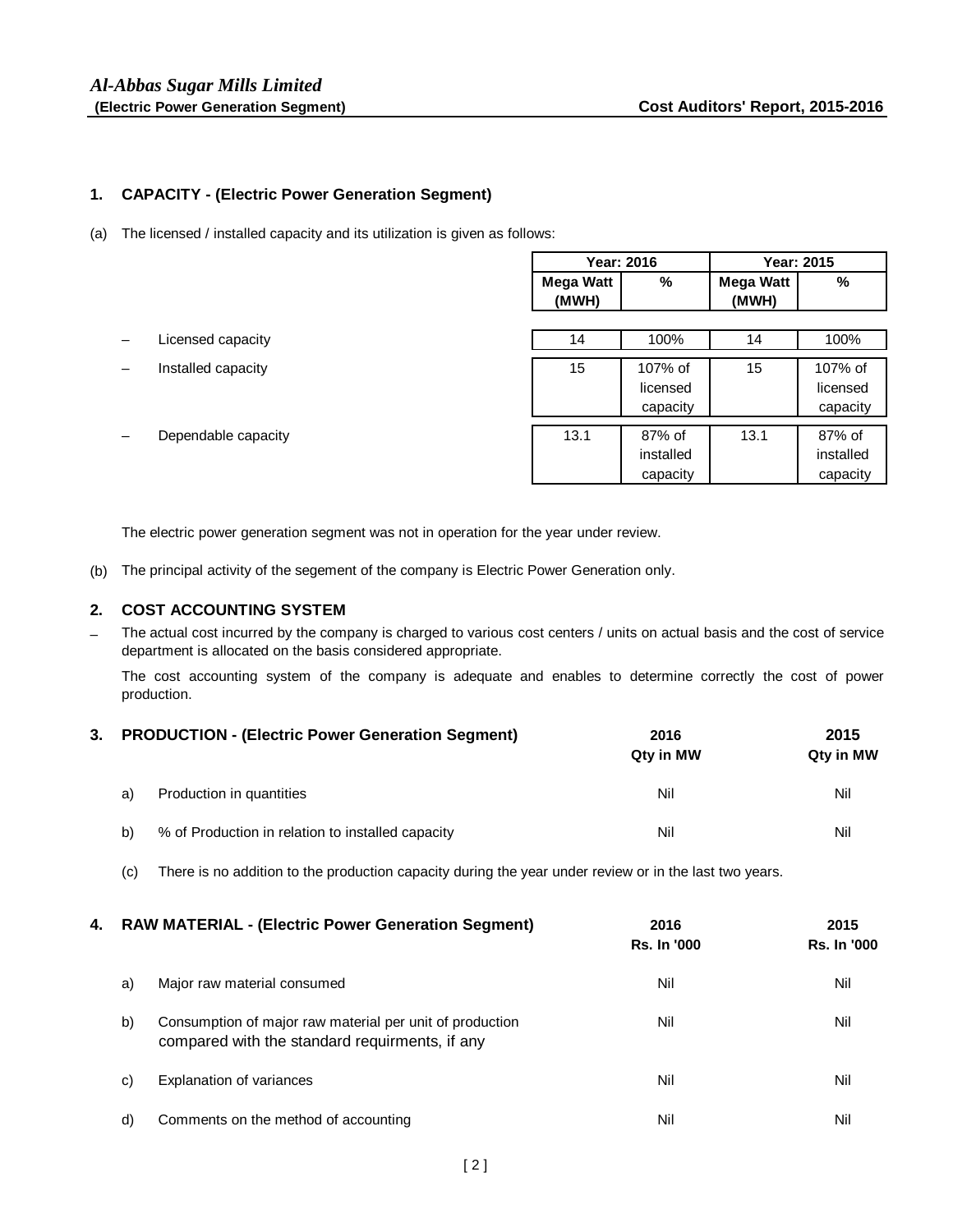## 1. CAPACITY - (Electric Power Generation Segment)

(a) The licensed / installed capacity and its utilization is given as follows:

| | Year: 2016 | | Year: 2015 | |
|---|---|---|---|---|
| | **Mega Watt (MWH)** | **%** | **Mega Watt (MWH)** | **%** |
| – Licensed capacity | 14 | 100% | 14 | 100% |
| – Installed capacity | 15 | 107% of licensed capacity | 15 | 107% of licensed capacity |
| – Dependable capacity | 13.1 | 87% of installed capacity | 13.1 | 87% of installed capacity |

The electric power generation segment was not in operation for the year under review.

(b) The principal activity of the segement of the company is Electric Power Generation only.

## 2. COST ACCOUNTING SYSTEM

– The actual cost incurred by the company is charged to various cost centers / units on actual basis and the cost of service department is allocated on the basis considered appropriate.

The cost accounting system of the company is adequate and enables to determine correctly the cost of power production.

## 3. PRODUCTION - (Electric Power Generation Segment)

| | | 2016 Qty in MW | 2015 Qty in MW |
|---|---|---|---|
| a) | Production in quantities | Nil | Nil |
| b) | % of Production in relation to installed capacity | Nil | Nil |

(c) There is no addition to the production capacity during the year under review or in the last two years.

## 4. RAW MATERIAL - (Electric Power Generation Segment)

| | | 2016 Rs. In '000 | 2015 Rs. In '000 |
|---|---|---|---|
| a) | Major raw material consumed | Nil | Nil |
| b) | Consumption of major raw material per unit of production compared with the standard requirments, if any | Nil | Nil |
| c) | Explanation of variances | Nil | Nil |
| d) | Comments on the method of accounting | Nil | Nil |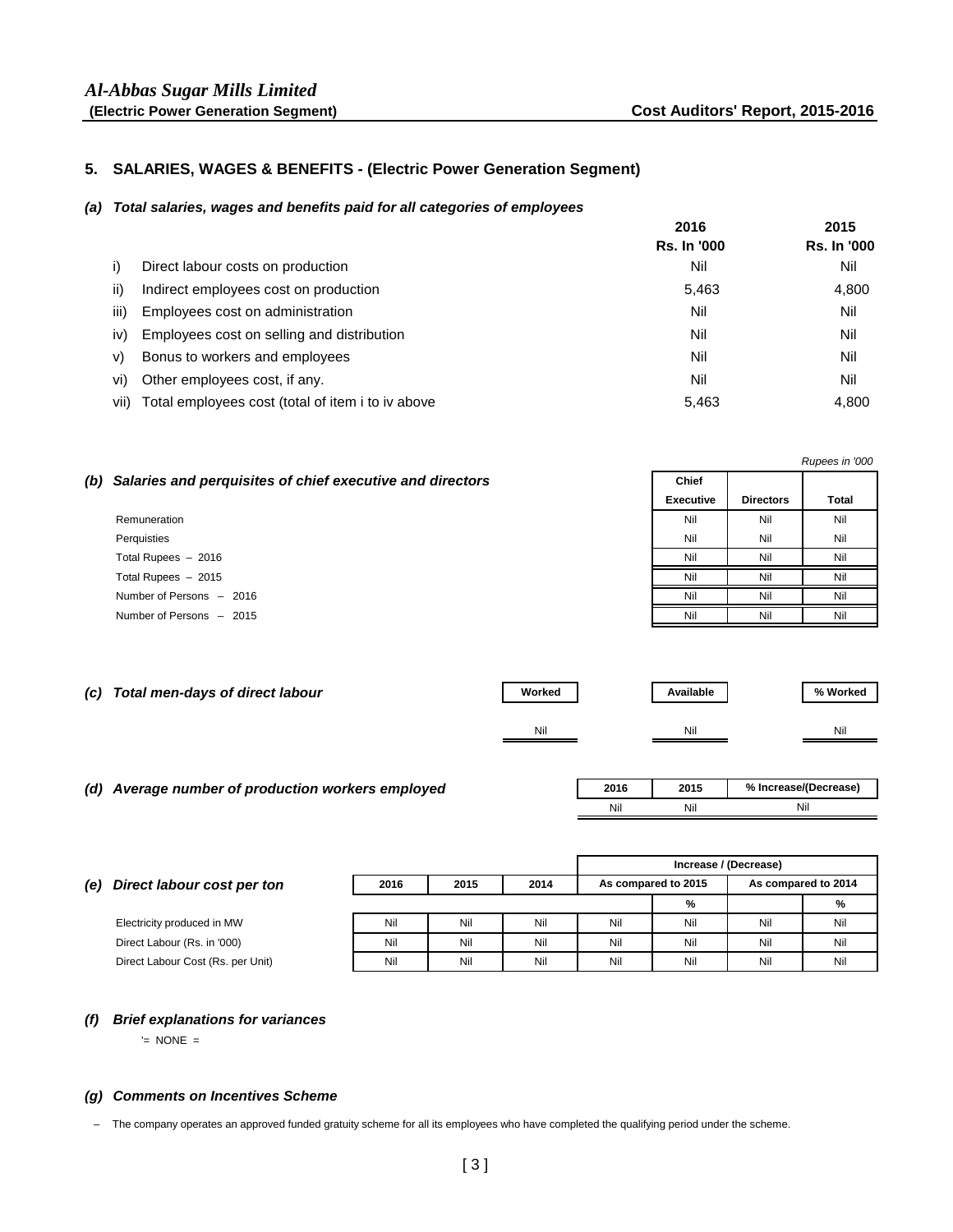## 5. SALARIES, WAGES & BENEFITS - (Electric Power Generation Segment)

### *(a) Total salaries, wages and benefits paid for all categories of employees*

| | | 2016<br>Rs. In '000 | 2015<br>Rs. In '000 |
|---|---|---|---|
| i) | Direct labour costs on production | Nil | Nil |
| ii) | Indirect employees cost on production | 5,463 | 4,800 |
| iii) | Employees cost on administration | Nil | Nil |
| iv) | Employees cost on selling and distribution | Nil | Nil |
| v) | Bonus to workers and employees | Nil | Nil |
| vi) | Other employees cost, if any. | Nil | Nil |
| vii) | Total employees cost (total of item i to iv above | 5,463 | 4,800 |

### *(b) Salaries and perquisites of chief executive and directors*

*Rupees in '000*

| | Chief Executive | Directors | Total |
|---|---|---|---|
| Remuneration | Nil | Nil | Nil |
| Perquisties | Nil | Nil | Nil |
| Total Rupees – 2016 | Nil | Nil | Nil |
| Total Rupees – 2015 | Nil | Nil | Nil |
| Number of Persons – 2016 | Nil | Nil | Nil |
| Number of Persons – 2015 | Nil | Nil | Nil |

### *(c) Total men-days of direct labour*

| Worked | Available | % Worked |
|---|---|---|
| Nil | Nil | Nil |

### *(d) Average number of production workers employed*

| 2016 | 2015 | % Increase/(Decrease) |
|---|---|---|
| Nil | Nil | Nil |

### *(e) Direct labour cost per ton*

| | 2016 | 2015 | 2014 | Increase / (Decrease) As compared to 2015 | | As compared to 2014 | |
|---|---|---|---|---|---|---|---|
| | | | | | % | | % |
| Electricity produced in MW | Nil | Nil | Nil | Nil | Nil | Nil | Nil |
| Direct Labour (Rs. in '000) | Nil | Nil | Nil | Nil | Nil | Nil | Nil |
| Direct Labour Cost (Rs. per Unit) | Nil | Nil | Nil | Nil | Nil | Nil | Nil |

### *(f) Brief explanations for variances*

'= NONE =

### *(g) Comments on Incentives Scheme*

– The company operates an approved funded gratuity scheme for all its employees who have completed the qualifying period under the scheme.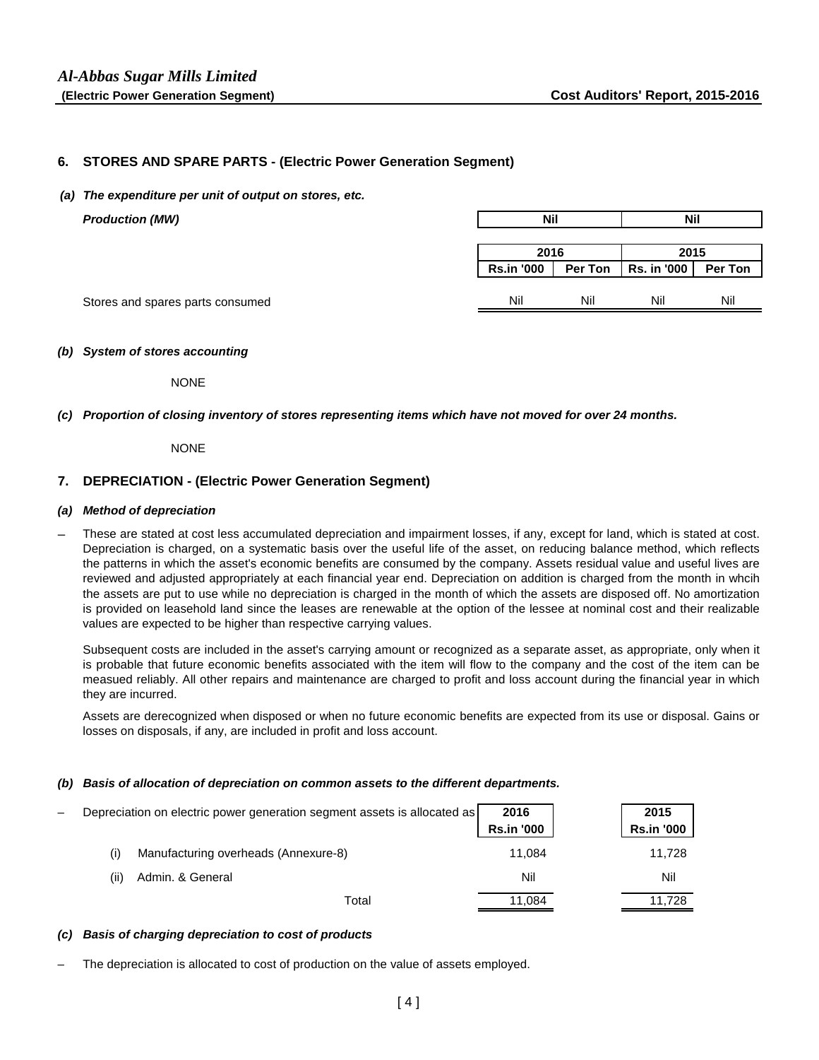## 6. STORES AND SPARE PARTS - (Electric Power Generation Segment)

***(a) The expenditure per unit of output on stores, etc.***

| ***Production (MW)*** | **Nil** | | **Nil** | |
|---|---|---|---|---|
| | **2016** | | **2015** | |
| | **Rs.in '000** | **Per Ton** | **Rs. in '000** | **Per Ton** |
| Stores and spares parts consumed | Nil | Nil | Nil | Nil |

***(b) System of stores accounting***

NONE

***(c) Proportion of closing inventory of stores representing items which have not moved for over 24 months.***

NONE

## 7. DEPRECIATION - (Electric Power Generation Segment)

***(a) Method of depreciation***

– These are stated at cost less accumulated depreciation and impairment losses, if any, except for land, which is stated at cost. Depreciation is charged, on a systematic basis over the useful life of the asset, on reducing balance method, which reflects the patterns in which the asset's economic benefits are consumed by the company. Assets residual value and useful lives are reviewed and adjusted appropriately at each financial year end. Depreciation on addition is charged from the month in whcih the assets are put to use while no depreciation is charged in the month of which the assets are disposed off. No amortization is provided on leasehold land since the leases are renewable at the option of the lessee at nominal cost and their realizable values are expected to be higher than respective carrying values.

Subsequent costs are included in the asset's carrying amount or recognized as a separate asset, as appropriate, only when it is probable that future economic benefits associated with the item will flow to the company and the cost of the item can be measued reliably. All other repairs and maintenance are charged to profit and loss account during the financial year in which they are incurred.

Assets are derecognized when disposed or when no future economic benefits are expected from its use or disposal. Gains or losses on disposals, if any, are included in profit and loss account.

***(b) Basis of allocation of depreciation on common assets to the different departments.***

| – Depreciation on electric power generation segment assets is allocated as | **2016 Rs.in '000** | **2015 Rs.in '000** |
|---|---|---|
| (i) Manufacturing overheads (Annexure-8) | 11,084 | 11,728 |
| (ii) Admin. & General | Nil | Nil |
| Total | 11,084 | 11,728 |

***(c) Basis of charging depreciation to cost of products***

– The depreciation is allocated to cost of production on the value of assets employed.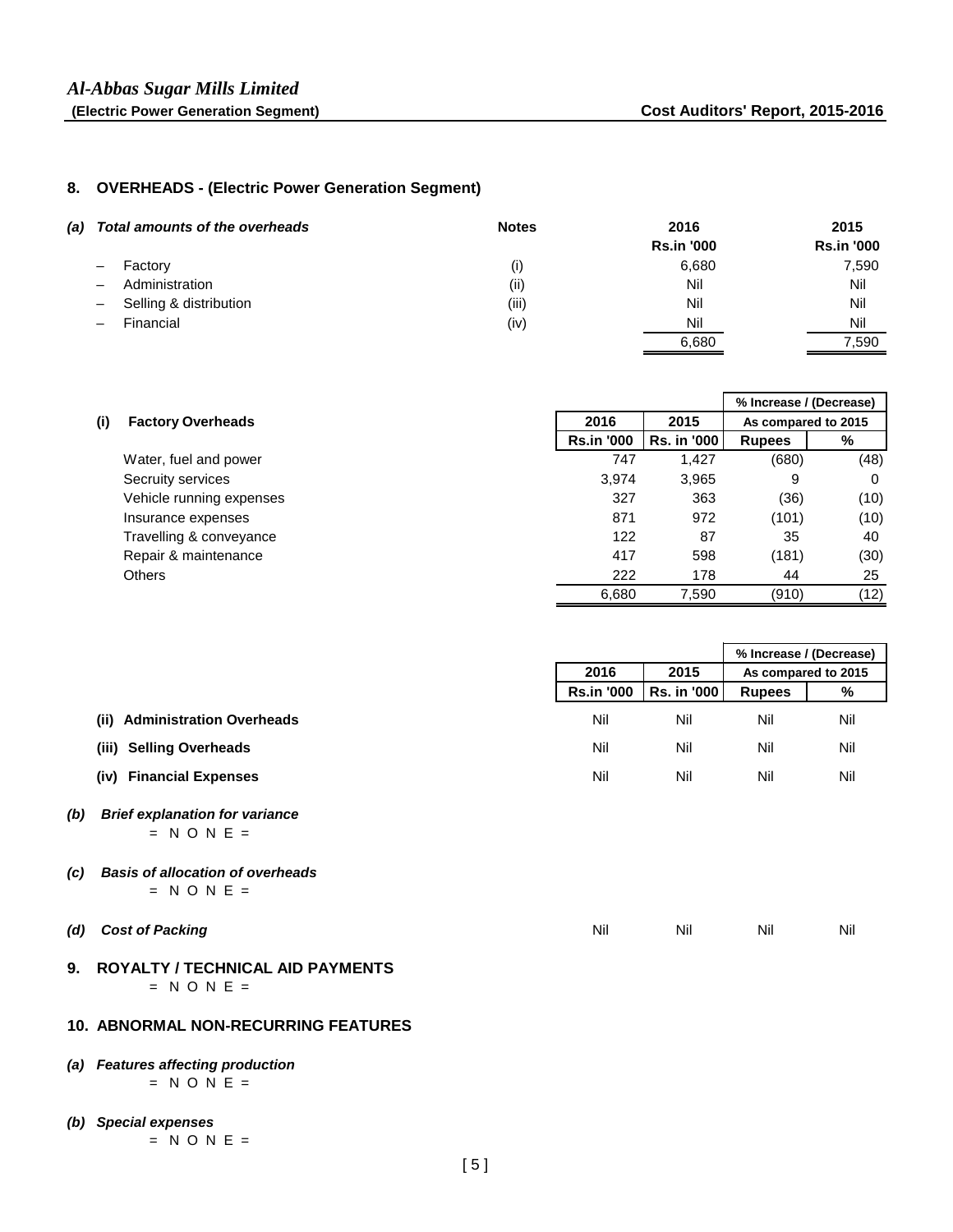## 8. OVERHEADS - (Electric Power Generation Segment)

***(a) Total amounts of the overheads***

| | Notes | 2016 Rs.in '000 | 2015 Rs.in '000 |
|---|---|---|---|
| – Factory | (i) | 6,680 | 7,590 |
| – Administration | (ii) | Nil | Nil |
| – Selling & distribution | (iii) | Nil | Nil |
| – Financial | (iv) | Nil | Nil |
| | | 6,680 | 7,590 |

| (i) Factory Overheads | 2016 | 2015 | % Increase / (Decrease) As compared to 2015 | |
|---|---|---|---|---|
| | Rs.in '000 | Rs. in '000 | Rupees | % |
| Water, fuel and power | 747 | 1,427 | (680) | (48) |
| Secruity services | 3,974 | 3,965 | 9 | 0 |
| Vehicle running expenses | 327 | 363 | (36) | (10) |
| Insurance expenses | 871 | 972 | (101) | (10) |
| Travelling & conveyance | 122 | 87 | 35 | 40 |
| Repair & maintenance | 417 | 598 | (181) | (30) |
| Others | 222 | 178 | 44 | 25 |
| | 6,680 | 7,590 | (910) | (12) |

| | 2016 | 2015 | % Increase / (Decrease) As compared to 2015 | |
|---|---|---|---|---|
| | Rs.in '000 | Rs. in '000 | Rupees | % |
| **(ii) Administration Overheads** | Nil | Nil | Nil | Nil |
| **(iii) Selling Overheads** | Nil | Nil | Nil | Nil |
| **(iv) Financial Expenses** | Nil | Nil | Nil | Nil |

***(b) Brief explanation for variance***

= N O N E =

***(c) Basis of allocation of overheads***

= N O N E =

| | 2016 | 2015 | Rupees | % |
|---|---|---|---|---|
| ***(d) Cost of Packing*** | Nil | Nil | Nil | Nil |

## 9. ROYALTY / TECHNICAL AID PAYMENTS

= N O N E =

## 10. ABNORMAL NON-RECURRING FEATURES

***(a) Features affecting production***

= N O N E =

***(b) Special expenses***

= N O N E =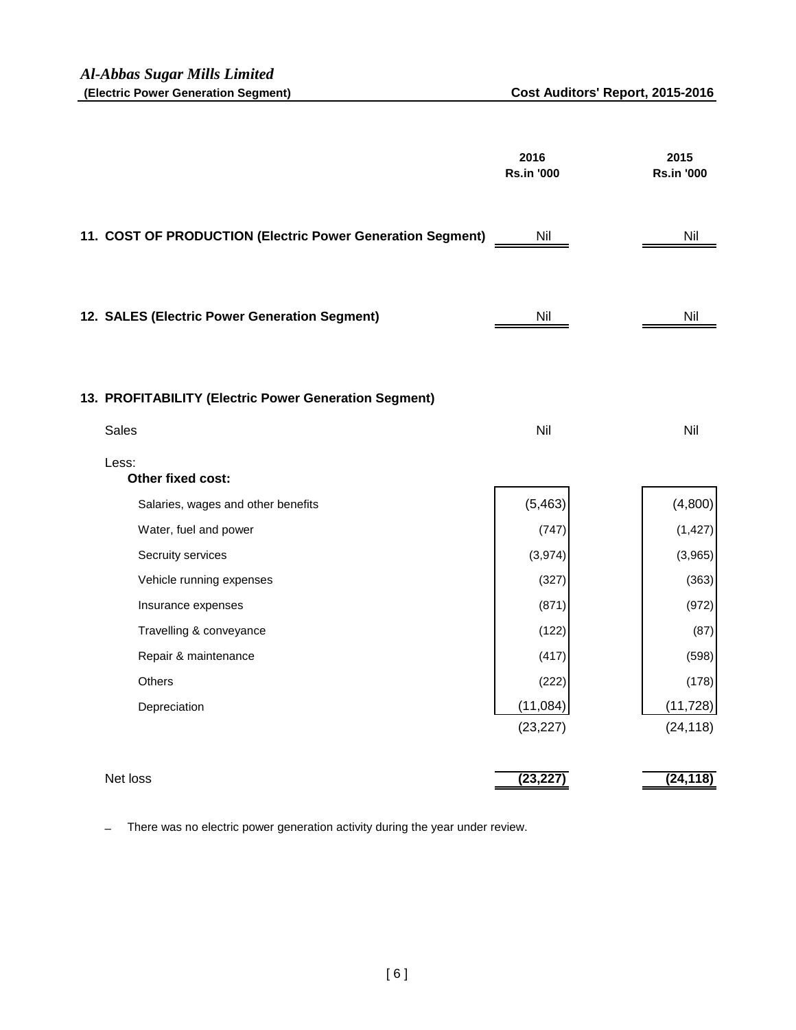*Al-Abbas Sugar Mills Limited*

**(Electric Power Generation Segment)** **Cost Auditors' Report, 2015-2016**

| | 2016 Rs.in '000 | 2015 Rs.in '000 |
|---|---|---|
| **11. COST OF PRODUCTION (Electric Power Generation Segment)** | Nil | Nil |
| **12. SALES (Electric Power Generation Segment)** | Nil | Nil |
| **13. PROFITABILITY (Electric Power Generation Segment)** | | |
| Sales | Nil | Nil |
| Less: | | |
| **Other fixed cost:** | | |
| Salaries, wages and other benefits | (5,463) | (4,800) |
| Water, fuel and power | (747) | (1,427) |
| Secruity services | (3,974) | (3,965) |
| Vehicle running expenses | (327) | (363) |
| Insurance expenses | (871) | (972) |
| Travelling & conveyance | (122) | (87) |
| Repair & maintenance | (417) | (598) |
| Others | (222) | (178) |
| Depreciation | (11,084) | (11,728) |
| | (23,227) | (24,118) |
| Net loss | **(23,227)** | **(24,118)** |

- There was no electric power generation activity during the year under review.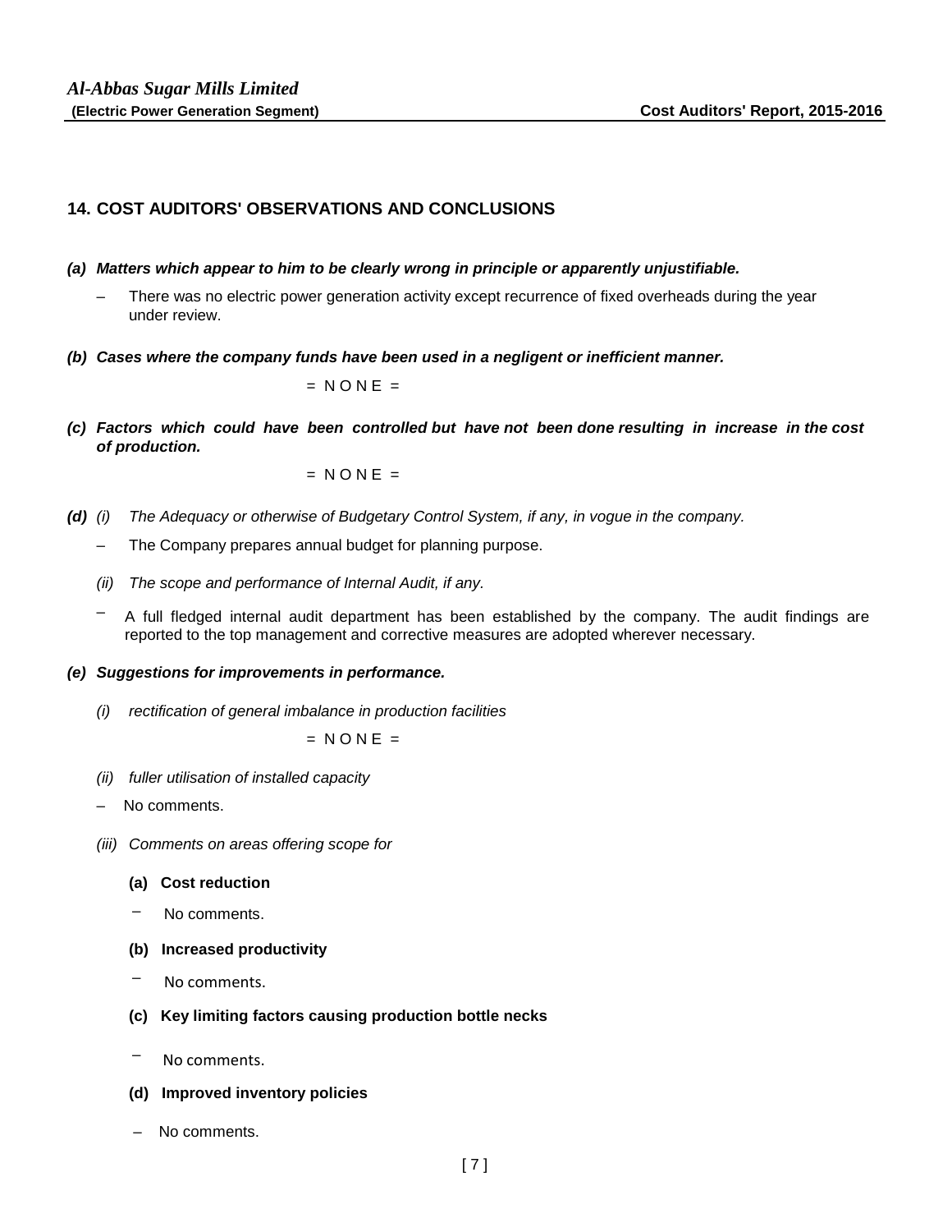## 14. COST AUDITORS' OBSERVATIONS AND CONCLUSIONS

***(a) Matters which appear to him to be clearly wrong in principle or apparently unjustifiable.***

– There was no electric power generation activity except recurrence of fixed overheads during the year under review.

***(b) Cases where the company funds have been used in a negligent or inefficient manner.***

= N O N E =

***(c) Factors which could have been controlled but have not been done resulting in increase in the cost of production.***

= N O N E =

***(d)*** *(i) The Adequacy or otherwise of Budgetary Control System, if any, in vogue in the company.*

– The Company prepares annual budget for planning purpose.

*(ii) The scope and performance of Internal Audit, if any.*

– A full fledged internal audit department has been established by the company. The audit findings are reported to the top management and corrective measures are adopted wherever necessary.

***(e) Suggestions for improvements in performance.***

*(i) rectification of general imbalance in production facilities*

= N O N E =

*(ii) fuller utilisation of installed capacity*

– No comments.

*(iii) Comments on areas offering scope for*

**(a) Cost reduction**

– No comments.

**(b) Increased productivity**

– No comments.

**(c) Key limiting factors causing production bottle necks**

– No comments.

**(d) Improved inventory policies**

– No comments.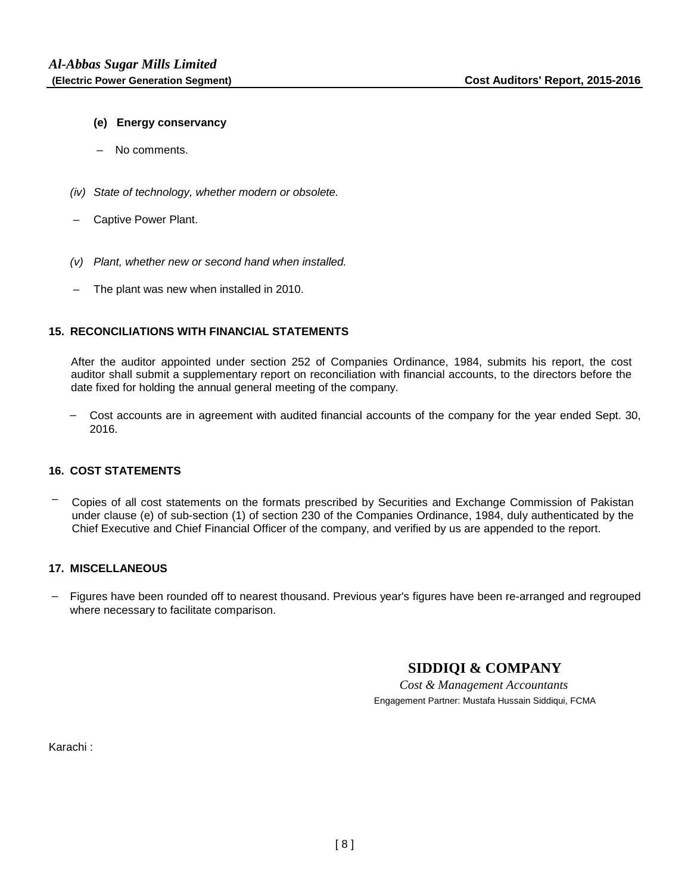**(e) Energy conservancy**

– No comments.

*(iv) State of technology, whether modern or obsolete.*

– Captive Power Plant.

*(v) Plant, whether new or second hand when installed.*

– The plant was new when installed in 2010.

## 15. RECONCILIATIONS WITH FINANCIAL STATEMENTS

After the auditor appointed under section 252 of Companies Ordinance, 1984, submits his report, the cost auditor shall submit a supplementary report on reconciliation with financial accounts, to the directors before the date fixed for holding the annual general meeting of the company.

– Cost accounts are in agreement with audited financial accounts of the company for the year ended Sept. 30, 2016.

## 16. COST STATEMENTS

– Copies of all cost statements on the formats prescribed by Securities and Exchange Commission of Pakistan under clause (e) of sub-section (1) of section 230 of the Companies Ordinance, 1984, duly authenticated by the Chief Executive and Chief Financial Officer of the company, and verified by us are appended to the report.

## 17. MISCELLANEOUS

– Figures have been rounded off to nearest thousand. Previous year's figures have been re-arranged and regrouped where necessary to facilitate comparison.

**SIDDIQI & COMPANY**

*Cost & Management Accountants*

Engagement Partner: Mustafa Hussain Siddiqui, FCMA

Karachi :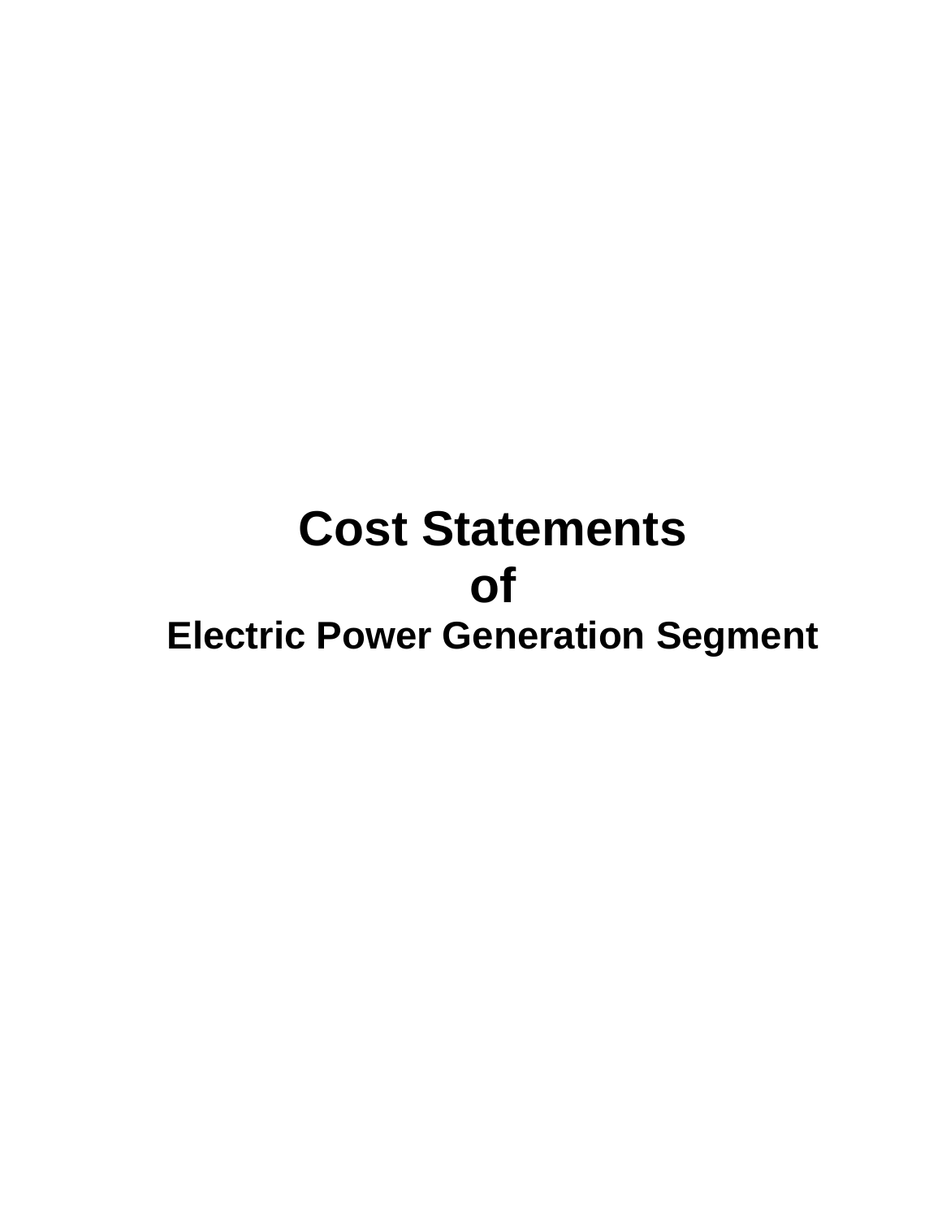# Cost Statements
# of
## Electric Power Generation Segment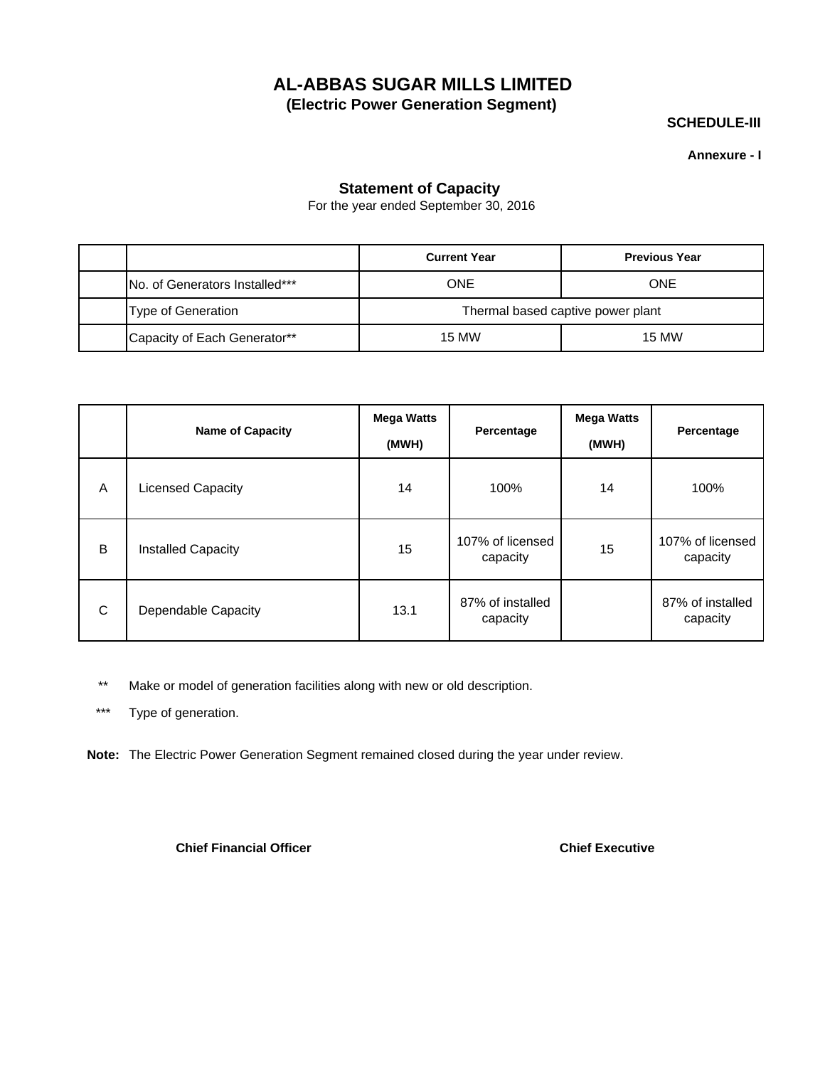# AL-ABBAS SUGAR MILLS LIMITED

## (Electric Power Generation Segment)

**SCHEDULE-III**

**Annexure - I**

### Statement of Capacity

For the year ended September 30, 2016

| | | Current Year | Previous Year |
|---|---|---|---|
| | No. of Generators Installed*** | ONE | ONE |
| | Type of Generation | Thermal based captive power plant | |
| | Capacity of Each Generator** | 15 MW | 15 MW |

| | Name of Capacity | Mega Watts (MWH) | Percentage | Mega Watts (MWH) | Percentage |
|---|---|---|---|---|---|
| A | Licensed Capacity | 14 | 100% | 14 | 100% |
| B | Installed Capacity | 15 | 107% of licensed capacity | 15 | 107% of licensed capacity |
| C | Dependable Capacity | 13.1 | 87% of installed capacity | | 87% of installed capacity |

** Make or model of generation facilities along with new or old description.

*** Type of generation.

**Note:** The Electric Power Generation Segment remained closed during the year under review.

**Chief Financial Officer** **Chief Executive**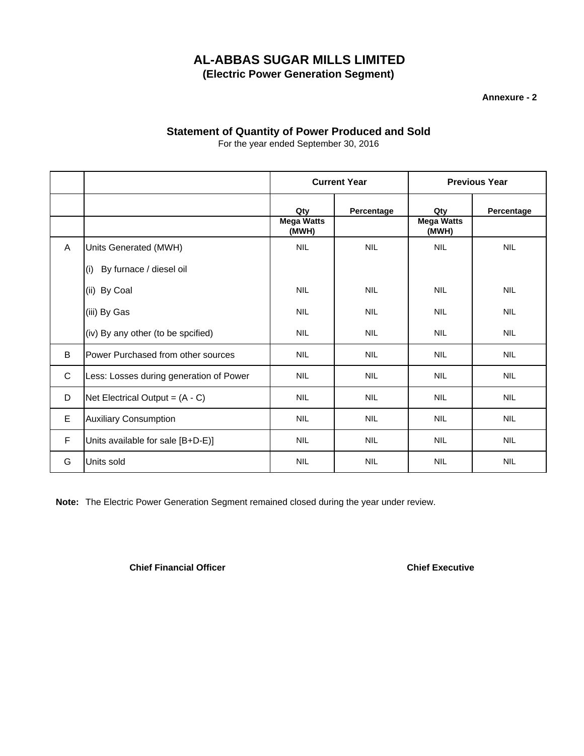# AL-ABBAS SUGAR MILLS LIMITED

## (Electric Power Generation Segment)

**Annexure - 2**

### Statement of Quantity of Power Produced and Sold

For the year ended September 30, 2016

| | | **Current Year** | | **Previous Year** | |
|---|---|---|---|---|---|
| | | **Qty** | **Percentage** | **Qty** | **Percentage** |
| | | **Mega Watts (MWH)** | | **Mega Watts (MWH)** | |
| A | Units Generated (MWH) | NIL | NIL | NIL | NIL |
| | (i) By furnace / diesel oil | | | | |
| | (ii) By Coal | NIL | NIL | NIL | NIL |
| | (iii) By Gas | NIL | NIL | NIL | NIL |
| | (iv) By any other (to be spcified) | NIL | NIL | NIL | NIL |
| B | Power Purchased from other sources | NIL | NIL | NIL | NIL |
| C | Less: Losses during generation of Power | NIL | NIL | NIL | NIL |
| D | Net Electrical Output = (A - C) | NIL | NIL | NIL | NIL |
| E | Auxiliary Consumption | NIL | NIL | NIL | NIL |
| F | Units available for sale [B+D-E)] | NIL | NIL | NIL | NIL |
| G | Units sold | NIL | NIL | NIL | NIL |

**Note:** The Electric Power Generation Segment remained closed during the year under review.

**Chief Financial Officer** | **Chief Executive**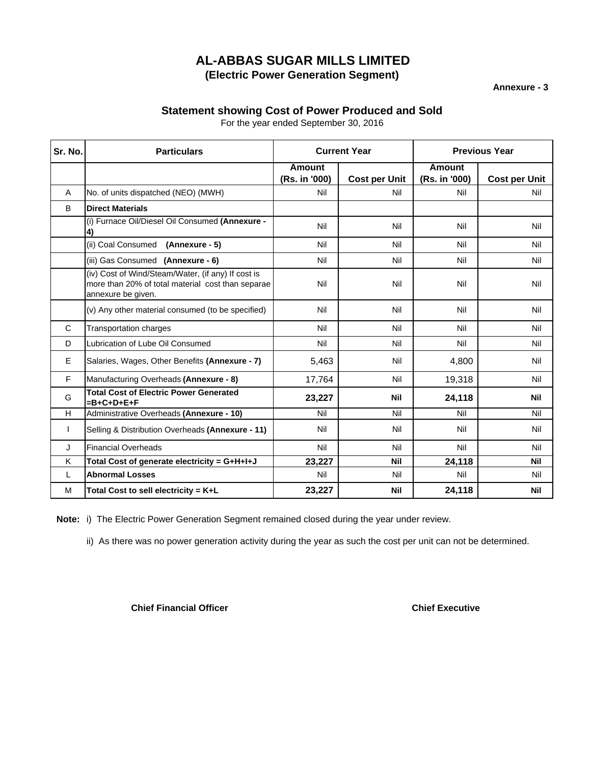# AL-ABBAS SUGAR MILLS LIMITED

## (Electric Power Generation Segment)

**Annexure - 3**

## Statement showing Cost of Power Produced and Sold

For the year ended September 30, 2016

| Sr. No. | Particulars | Current Year | | Previous Year | |
|---|---|---|---|---|---|
| | | Amount (Rs. in '000) | Cost per Unit | Amount (Rs. in '000) | Cost per Unit |
| A | No. of units dispatched (NEO) (MWH) | Nil | Nil | Nil | Nil |
| B | **Direct Materials** | | | | |
| | (i) Furnace Oil/Diesel Oil Consumed **(Annexure - 4)** | Nil | Nil | Nil | Nil |
| | (ii) Coal Consumed **(Annexure - 5)** | Nil | Nil | Nil | Nil |
| | (iii) Gas Consumed **(Annexure - 6)** | Nil | Nil | Nil | Nil |
| | (iv) Cost of Wind/Steam/Water, (if any) If cost is more than 20% of total material cost than separae annexure be given. | Nil | Nil | Nil | Nil |
| | (v) Any other material consumed (to be specified) | Nil | Nil | Nil | Nil |
| C | Transportation charges | Nil | Nil | Nil | Nil |
| D | Lubrication of Lube Oil Consumed | Nil | Nil | Nil | Nil |
| E | Salaries, Wages, Other Benefits **(Annexure - 7)** | 5,463 | Nil | 4,800 | Nil |
| F | Manufacturing Overheads **(Annexure - 8)** | 17,764 | Nil | 19,318 | Nil |
| G | **Total Cost of Electric Power Generated =B+C+D+E+F** | **23,227** | **Nil** | **24,118** | **Nil** |
| H | Administrative Overheads **(Annexure - 10)** | Nil | Nil | Nil | Nil |
| I | Selling & Distribution Overheads **(Annexure - 11)** | Nil | Nil | Nil | Nil |
| J | Financial Overheads | Nil | Nil | Nil | Nil |
| K | **Total Cost of generate electricity = G+H+I+J** | **23,227** | **Nil** | **24,118** | **Nil** |
| L | **Abnormal Losses** | Nil | Nil | Nil | Nil |
| M | **Total Cost to sell electricity = K+L** | **23,227** | **Nil** | **24,118** | **Nil** |

**Note:** i) The Electric Power Generation Segment remained closed during the year under review.

ii) As there was no power generation activity during the year as such the cost per unit can not be determined.

**Chief Financial Officer** **Chief Executive**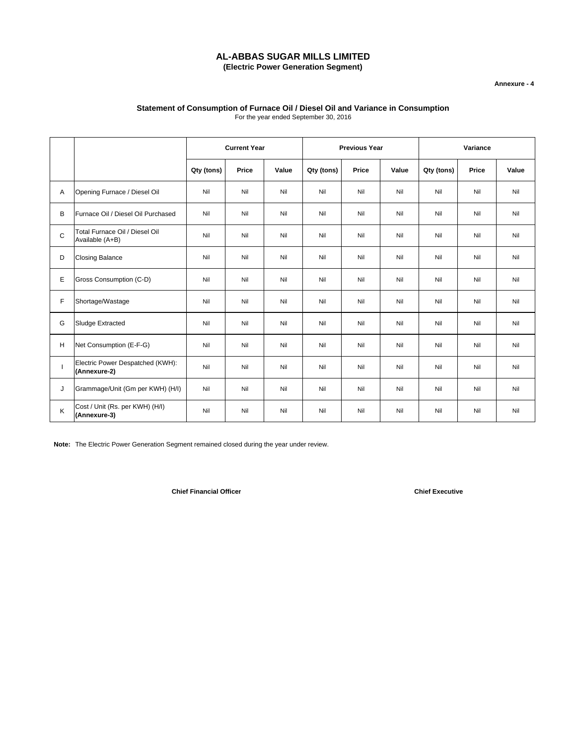# AL-ABBAS SUGAR MILLS LIMITED

## (Electric Power Generation Segment)

**Annexure - 4**

### Statement of Consumption of Furnace Oil / Diesel Oil and Variance in Consumption

For the year ended September 30, 2016

| | | Current Year | | | Previous Year | | | Variance | | |
|---|---|---|---|---|---|---|---|---|---|---|
| | | Qty (tons) | Price | Value | Qty (tons) | Price | Value | Qty (tons) | Price | Value |
| A | Opening Furnace / Diesel Oil | Nil | Nil | Nil | Nil | Nil | Nil | Nil | Nil | Nil |
| B | Furnace Oil / Diesel Oil Purchased | Nil | Nil | Nil | Nil | Nil | Nil | Nil | Nil | Nil |
| C | Total Furnace Oil / Diesel Oil Available (A+B) | Nil | Nil | Nil | Nil | Nil | Nil | Nil | Nil | Nil |
| D | Closing Balance | Nil | Nil | Nil | Nil | Nil | Nil | Nil | Nil | Nil |
| E | Gross Consumption (C-D) | Nil | Nil | Nil | Nil | Nil | Nil | Nil | Nil | Nil |
| F | Shortage/Wastage | Nil | Nil | Nil | Nil | Nil | Nil | Nil | Nil | Nil |
| G | Sludge Extracted | Nil | Nil | Nil | Nil | Nil | Nil | Nil | Nil | Nil |
| H | Net Consumption (E-F-G) | Nil | Nil | Nil | Nil | Nil | Nil | Nil | Nil | Nil |
| I | Electric Power Despatched (KWH): **(Annexure-2)** | Nil | Nil | Nil | Nil | Nil | Nil | Nil | Nil | Nil |
| J | Grammage/Unit (Gm per KWH) (H/I) | Nil | Nil | Nil | Nil | Nil | Nil | Nil | Nil | Nil |
| K | Cost / Unit (Rs. per KWH) (H/I) **(Annexure-3)** | Nil | Nil | Nil | Nil | Nil | Nil | Nil | Nil | Nil |

**Note:** The Electric Power Generation Segment remained closed during the year under review.

**Chief Financial Officer** **Chief Executive**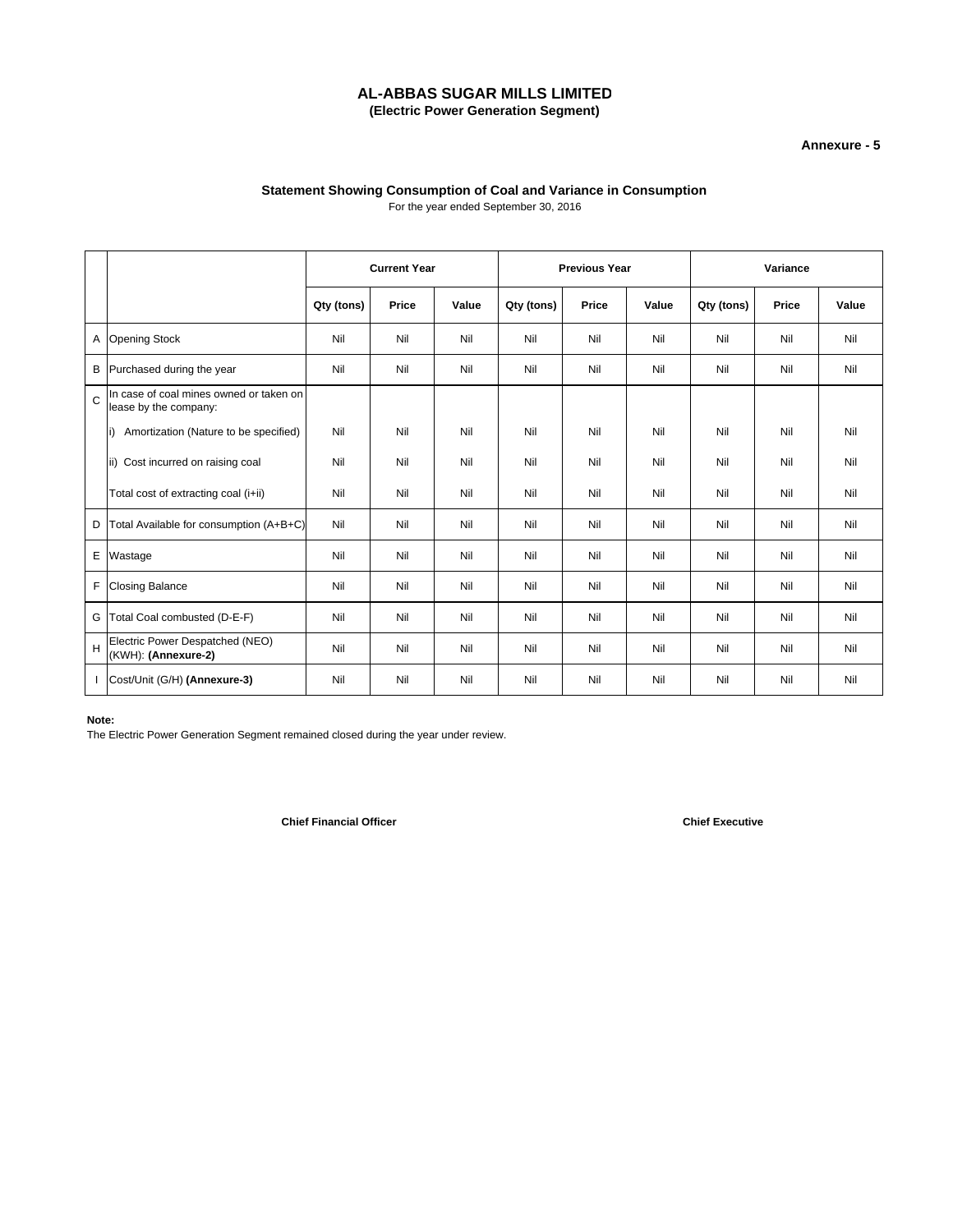# AL-ABBAS SUGAR MILLS LIMITED
**(Electric Power Generation Segment)**

**Annexure - 5**

### Statement Showing Consumption of Coal and Variance in Consumption

For the year ended September 30, 2016

| | | Current Year | | | Previous Year | | | Variance | | |
|---|---|---|---|---|---|---|---|---|---|---|
| | | Qty (tons) | Price | Value | Qty (tons) | Price | Value | Qty (tons) | Price | Value |
| A | Opening Stock | Nil | Nil | Nil | Nil | Nil | Nil | Nil | Nil | Nil |
| B | Purchased during the year | Nil | Nil | Nil | Nil | Nil | Nil | Nil | Nil | Nil |
| C | In case of coal mines owned or taken on lease by the company: | | | | | | | | | |
| | i) Amortization (Nature to be specified) | Nil | Nil | Nil | Nil | Nil | Nil | Nil | Nil | Nil |
| | ii) Cost incurred on raising coal | Nil | Nil | Nil | Nil | Nil | Nil | Nil | Nil | Nil |
| | Total cost of extracting coal (i+ii) | Nil | Nil | Nil | Nil | Nil | Nil | Nil | Nil | Nil |
| D | Total Available for consumption (A+B+C) | Nil | Nil | Nil | Nil | Nil | Nil | Nil | Nil | Nil |
| E | Wastage | Nil | Nil | Nil | Nil | Nil | Nil | Nil | Nil | Nil |
| F | Closing Balance | Nil | Nil | Nil | Nil | Nil | Nil | Nil | Nil | Nil |
| G | Total Coal combusted (D-E-F) | Nil | Nil | Nil | Nil | Nil | Nil | Nil | Nil | Nil |
| H | Electric Power Despatched (NEO) (KWH): **(Annexure-2)** | Nil | Nil | Nil | Nil | Nil | Nil | Nil | Nil | Nil |
| I | Cost/Unit (G/H) **(Annexure-3)** | Nil | Nil | Nil | Nil | Nil | Nil | Nil | Nil | Nil |

**Note:**

The Electric Power Generation Segment remained closed during the year under review.

**Chief Financial Officer** **Chief Executive**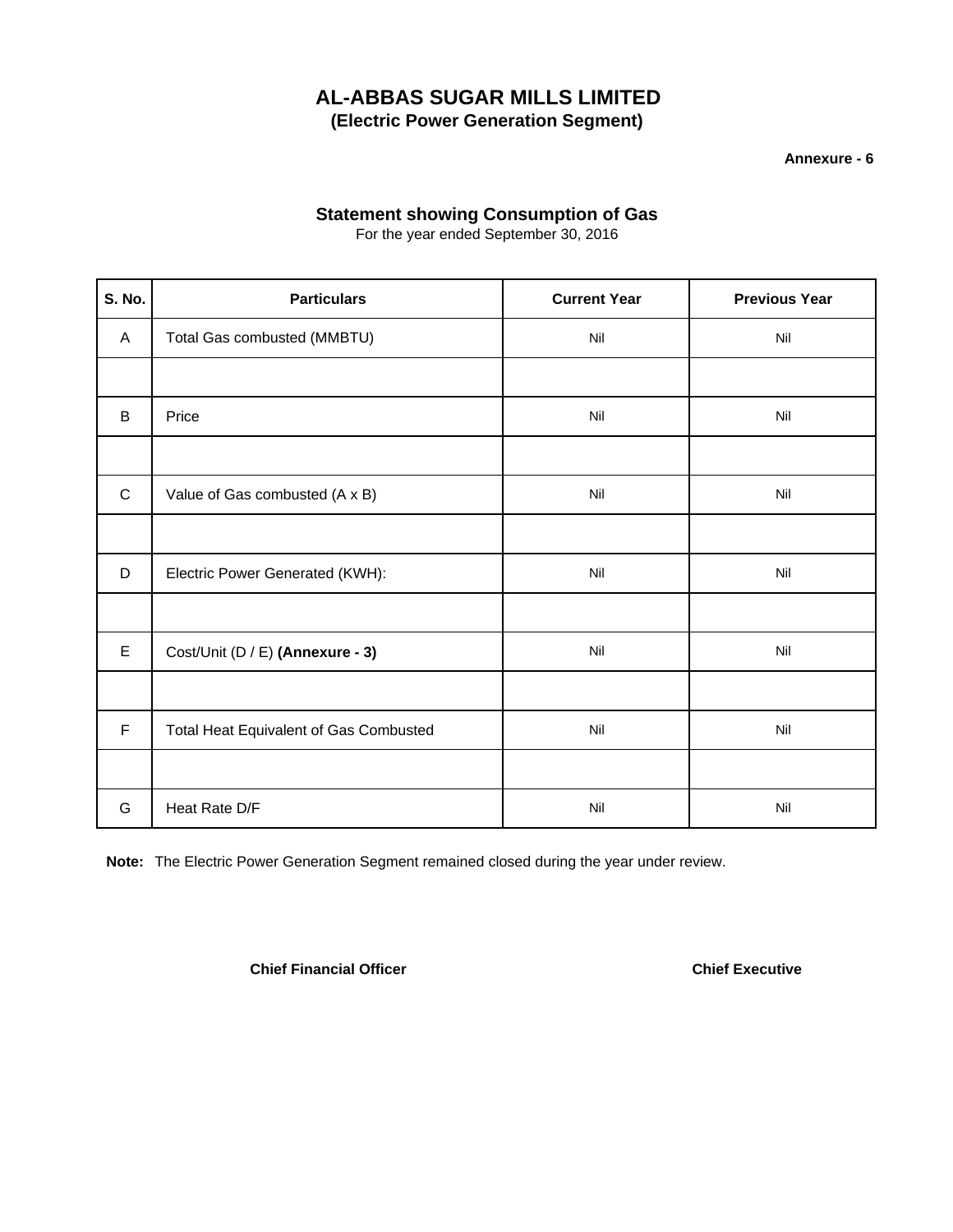# AL-ABBAS SUGAR MILLS LIMITED

## (Electric Power Generation Segment)

**Annexure - 6**

### Statement showing Consumption of Gas

For the year ended September 30, 2016

| S. No. | Particulars | Current Year | Previous Year |
|---|---|---|---|
| A | Total Gas combusted (MMBTU) | Nil | Nil |
| | | | |
| B | Price | Nil | Nil |
| | | | |
| C | Value of Gas combusted (A x B) | Nil | Nil |
| | | | |
| D | Electric Power Generated (KWH): | Nil | Nil |
| | | | |
| E | Cost/Unit (D / E) **(Annexure - 3)** | Nil | Nil |
| | | | |
| F | Total Heat Equivalent of Gas Combusted | Nil | Nil |
| | | | |
| G | Heat Rate D/F | Nil | Nil |

**Note:** The Electric Power Generation Segment remained closed during the year under review.

**Chief Financial Officer** **Chief Executive**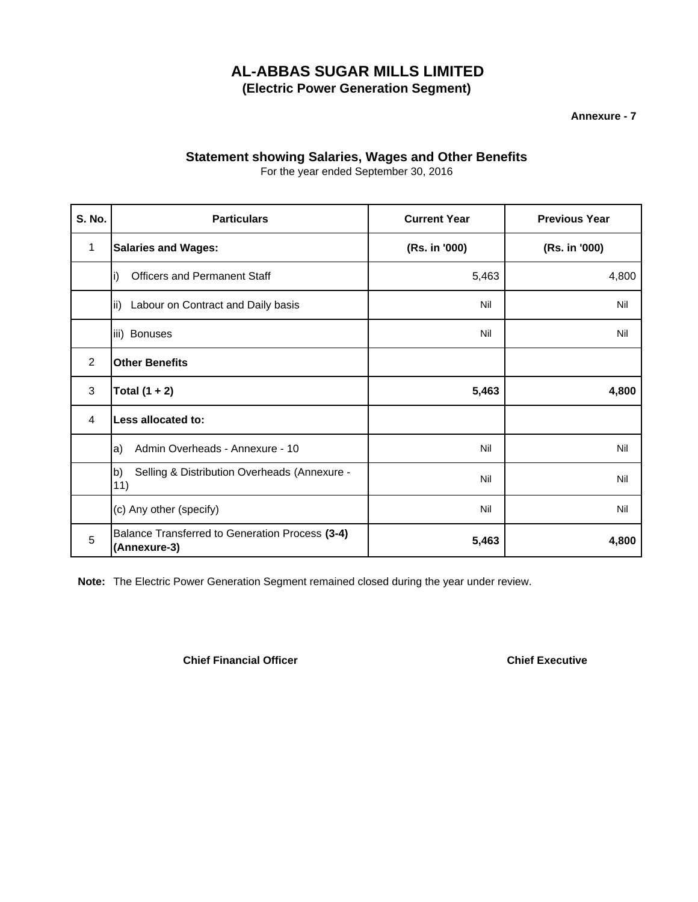# AL-ABBAS SUGAR MILLS LIMITED

**(Electric Power Generation Segment)**

**Annexure - 7**

## Statement showing Salaries, Wages and Other Benefits

For the year ended September 30, 2016

| S. No. | Particulars | Current Year | Previous Year |
|---|---|---|---|
| 1 | **Salaries and Wages:** | **(Rs. in '000)** | **(Rs. in '000)** |
| | i) Officers and Permanent Staff | 5,463 | 4,800 |
| | ii) Labour on Contract and Daily basis | Nil | Nil |
| | iii) Bonuses | Nil | Nil |
| 2 | **Other Benefits** | | |
| 3 | **Total (1 + 2)** | **5,463** | **4,800** |
| 4 | **Less allocated to:** | | |
| | a) Admin Overheads - Annexure - 10 | Nil | Nil |
| | b) Selling & Distribution Overheads (Annexure - 11) | Nil | Nil |
| | (c) Any other (specify) | Nil | Nil |
| 5 | Balance Transferred to Generation Process **(3-4) (Annexure-3)** | **5,463** | **4,800** |

**Note:** The Electric Power Generation Segment remained closed during the year under review.

**Chief Financial Officer** **Chief Executive**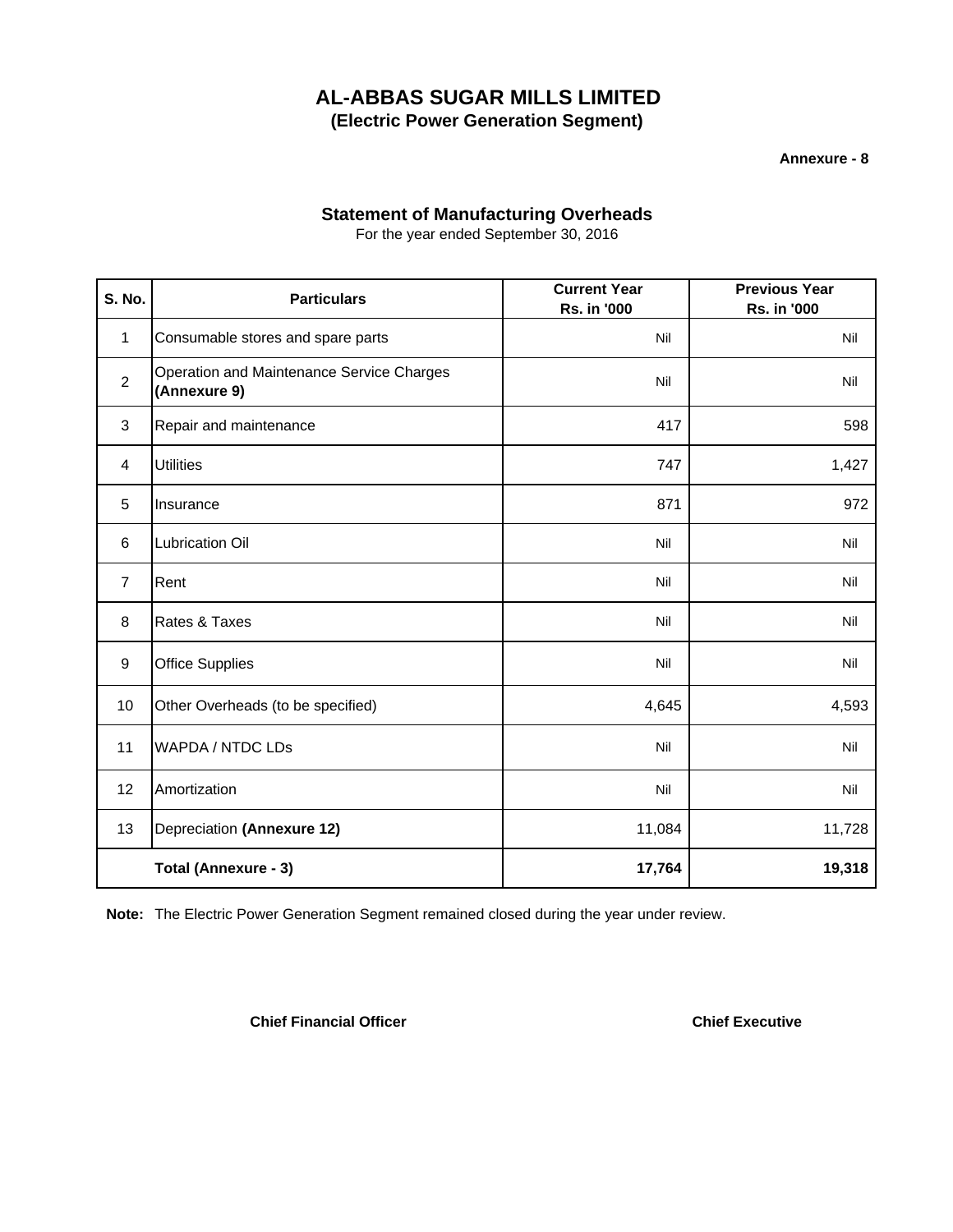# AL-ABBAS SUGAR MILLS LIMITED

## (Electric Power Generation Segment)

**Annexure - 8**

### Statement of Manufacturing Overheads

For the year ended September 30, 2016

| S. No. | Particulars | Current Year Rs. in '000 | Previous Year Rs. in '000 |
|---|---|---|---|
| 1 | Consumable stores and spare parts | Nil | Nil |
| 2 | Operation and Maintenance Service Charges **(Annexure 9)** | Nil | Nil |
| 3 | Repair and maintenance | 417 | 598 |
| 4 | Utilities | 747 | 1,427 |
| 5 | Insurance | 871 | 972 |
| 6 | Lubrication Oil | Nil | Nil |
| 7 | Rent | Nil | Nil |
| 8 | Rates & Taxes | Nil | Nil |
| 9 | Office Supplies | Nil | Nil |
| 10 | Other Overheads (to be specified) | 4,645 | 4,593 |
| 11 | WAPDA / NTDC LDs | Nil | Nil |
| 12 | Amortization | Nil | Nil |
| 13 | Depreciation **(Annexure 12)** | 11,084 | 11,728 |
| | **Total (Annexure - 3)** | **17,764** | **19,318** |

**Note:** The Electric Power Generation Segment remained closed during the year under review.

**Chief Financial Officer** **Chief Executive**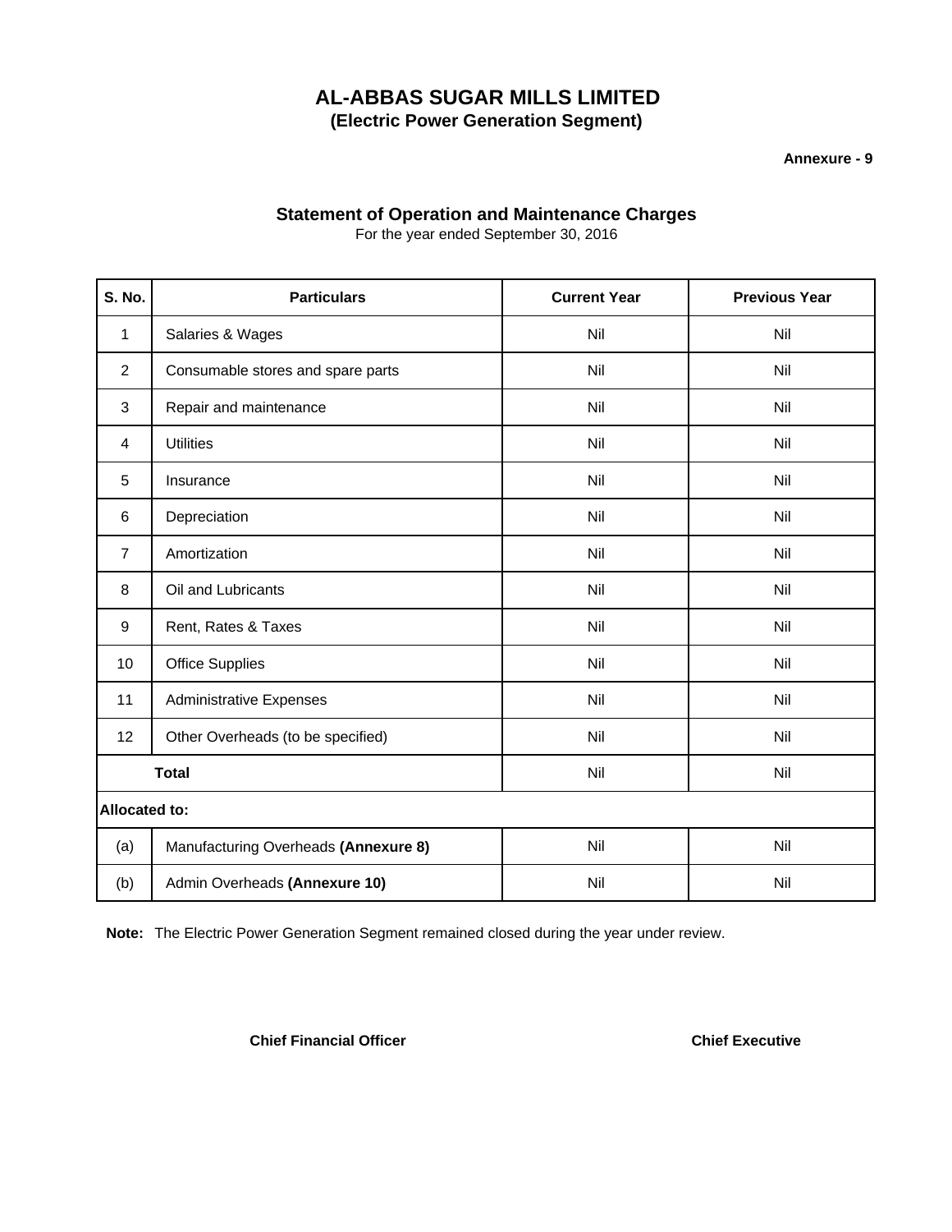# AL-ABBAS SUGAR MILLS LIMITED
## (Electric Power Generation Segment)

**Annexure - 9**

### Statement of Operation and Maintenance Charges
For the year ended September 30, 2016

| S. No. | Particulars | Current Year | Previous Year |
|---|---|---|---|
| 1 | Salaries & Wages | Nil | Nil |
| 2 | Consumable stores and spare parts | Nil | Nil |
| 3 | Repair and maintenance | Nil | Nil |
| 4 | Utilities | Nil | Nil |
| 5 | Insurance | Nil | Nil |
| 6 | Depreciation | Nil | Nil |
| 7 | Amortization | Nil | Nil |
| 8 | Oil and Lubricants | Nil | Nil |
| 9 | Rent, Rates & Taxes | Nil | Nil |
| 10 | Office Supplies | Nil | Nil |
| 11 | Administrative Expenses | Nil | Nil |
| 12 | Other Overheads (to be specified) | Nil | Nil |
| | **Total** | Nil | Nil |
| **Allocated to:** | | | |
| (a) | Manufacturing Overheads **(Annexure 8)** | Nil | Nil |
| (b) | Admin Overheads **(Annexure 10)** | Nil | Nil |

**Note:** The Electric Power Generation Segment remained closed during the year under review.

**Chief Financial Officer** | **Chief Executive**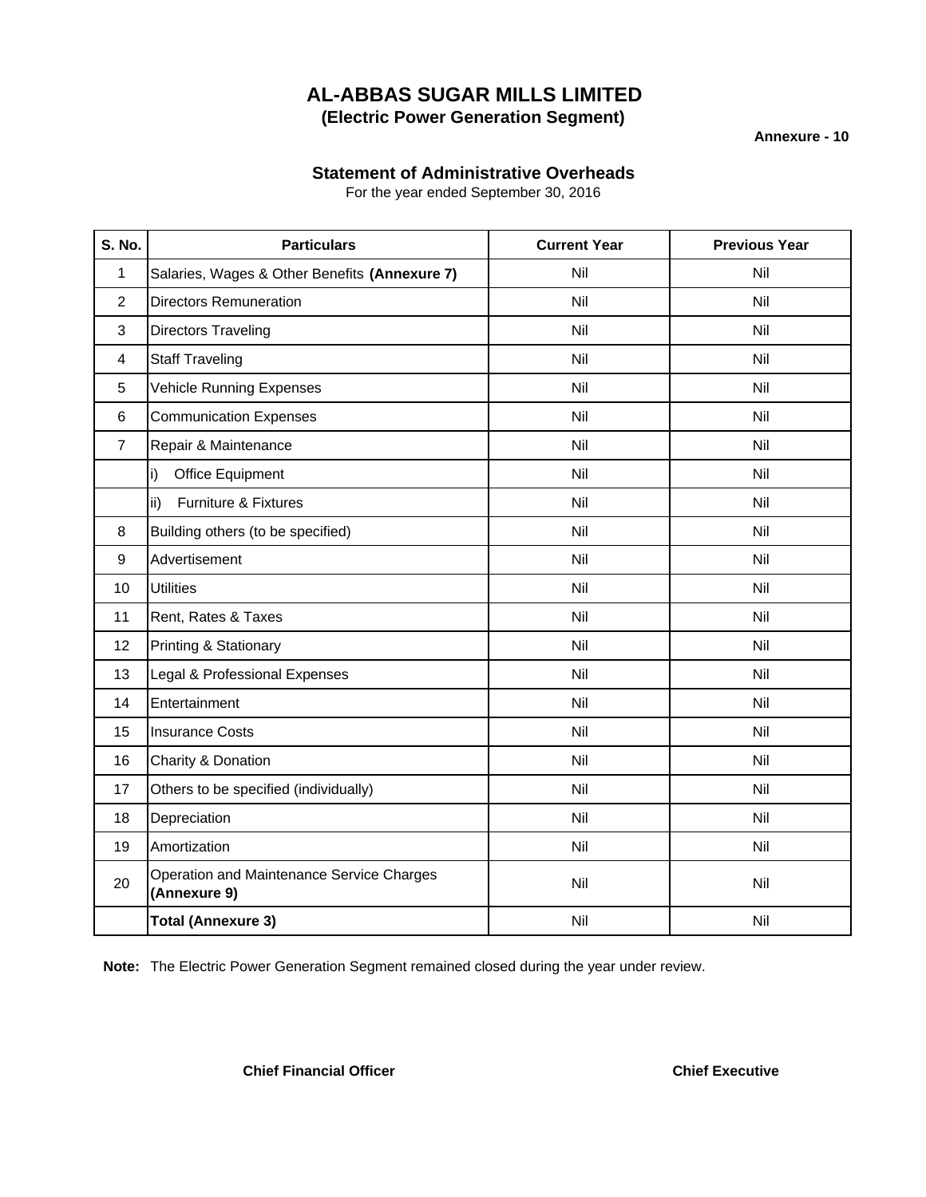# AL-ABBAS SUGAR MILLS LIMITED

## (Electric Power Generation Segment)

**Annexure - 10**

### Statement of Administrative Overheads

For the year ended September 30, 2016

| S. No. | Particulars | Current Year | Previous Year |
|---|---|---|---|
| 1 | Salaries, Wages & Other Benefits **(Annexure 7)** | Nil | Nil |
| 2 | Directors Remuneration | Nil | Nil |
| 3 | Directors Traveling | Nil | Nil |
| 4 | Staff Traveling | Nil | Nil |
| 5 | Vehicle Running Expenses | Nil | Nil |
| 6 | Communication Expenses | Nil | Nil |
| 7 | Repair & Maintenance | Nil | Nil |
| | i) Office Equipment | Nil | Nil |
| | ii) Furniture & Fixtures | Nil | Nil |
| 8 | Building others (to be specified) | Nil | Nil |
| 9 | Advertisement | Nil | Nil |
| 10 | Utilities | Nil | Nil |
| 11 | Rent, Rates & Taxes | Nil | Nil |
| 12 | Printing & Stationary | Nil | Nil |
| 13 | Legal & Professional Expenses | Nil | Nil |
| 14 | Entertainment | Nil | Nil |
| 15 | Insurance Costs | Nil | Nil |
| 16 | Charity & Donation | Nil | Nil |
| 17 | Others to be specified (individually) | Nil | Nil |
| 18 | Depreciation | Nil | Nil |
| 19 | Amortization | Nil | Nil |
| 20 | Operation and Maintenance Service Charges **(Annexure 9)** | Nil | Nil |
| | **Total (Annexure 3)** | Nil | Nil |

**Note:** The Electric Power Generation Segment remained closed during the year under review.

**Chief Financial Officer** **Chief Executive**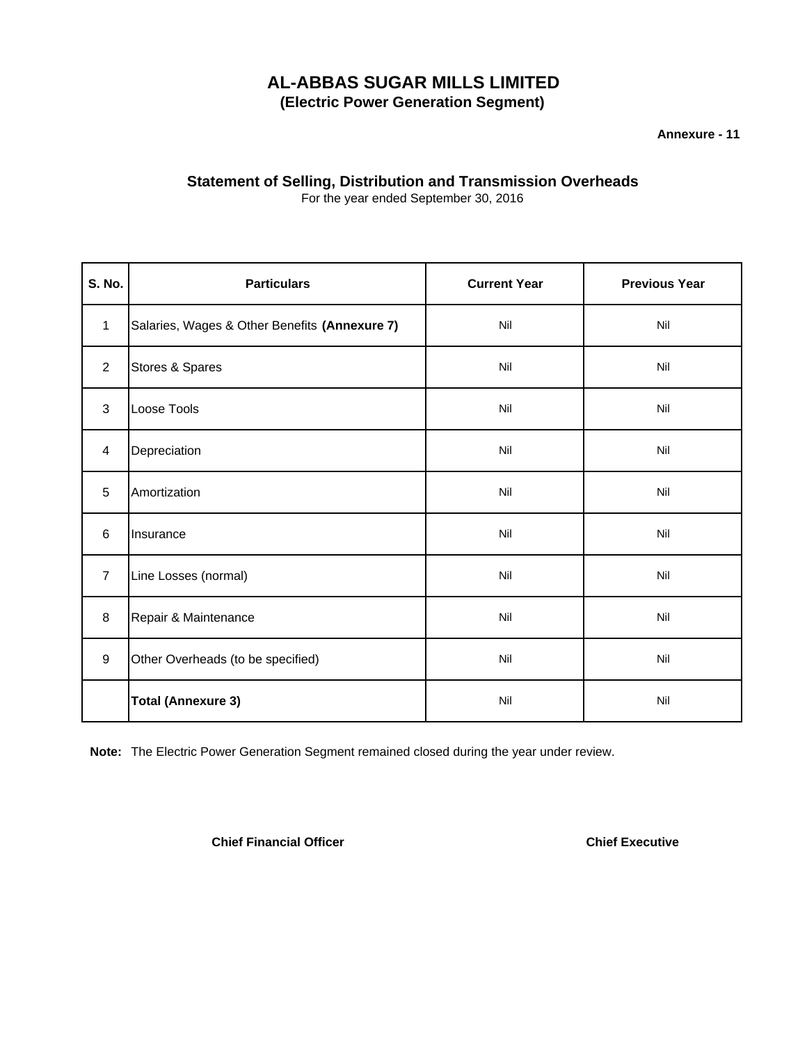# AL-ABBAS SUGAR MILLS LIMITED

## (Electric Power Generation Segment)

**Annexure - 11**

### Statement of Selling, Distribution and Transmission Overheads

For the year ended September 30, 2016

| S. No. | Particulars | Current Year | Previous Year |
|---|---|---|---|
| 1 | Salaries, Wages & Other Benefits **(Annexure 7)** | Nil | Nil |
| 2 | Stores & Spares | Nil | Nil |
| 3 | Loose Tools | Nil | Nil |
| 4 | Depreciation | Nil | Nil |
| 5 | Amortization | Nil | Nil |
| 6 | Insurance | Nil | Nil |
| 7 | Line Losses (normal) | Nil | Nil |
| 8 | Repair & Maintenance | Nil | Nil |
| 9 | Other Overheads (to be specified) | Nil | Nil |
| | **Total (Annexure 3)** | Nil | Nil |

**Note:** The Electric Power Generation Segment remained closed during the year under review.

**Chief Financial Officer** | **Chief Executive**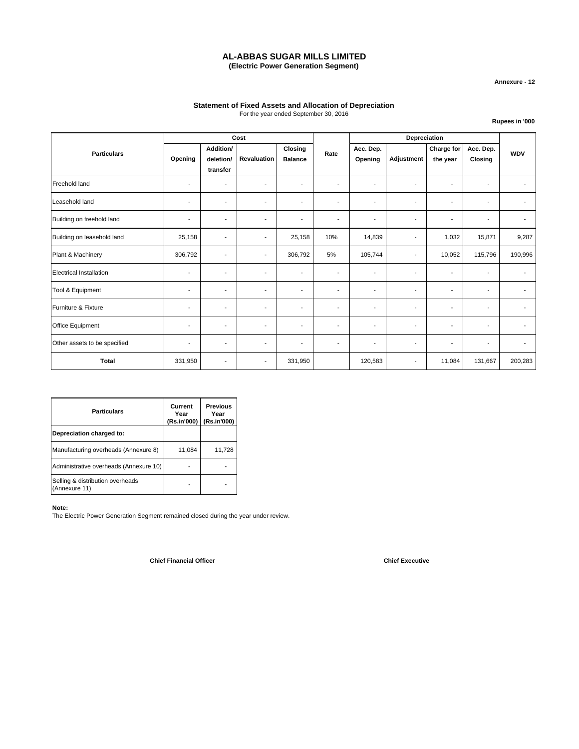# AL-ABBAS SUGAR MILLS LIMITED
## (Electric Power Generation Segment)

**Annexure - 12**

### Statement of Fixed Assets and Allocation of Depreciation
For the year ended September 30, 2016

**Rupees in '000**

| Particulars | Cost | | | | Rate | Depreciation | | | | WDV |
|---|---|---|---|---|---|---|---|---|---|---|
| | Opening | Addition/ deletion/ transfer | Revaluation | Closing Balance | | Acc. Dep. Opening | Adjustment | Charge for the year | Acc. Dep. Closing | |
| Freehold land | - | - | - | - | - | - | - | - | - | - |
| Leasehold land | - | - | - | - | - | - | - | - | - | - |
| Building on freehold land | - | - | - | - | - | - | - | - | - | - |
| Building on leasehold land | 25,158 | - | - | 25,158 | 10% | 14,839 | - | 1,032 | 15,871 | 9,287 |
| Plant & Machinery | 306,792 | - | - | 306,792 | 5% | 105,744 | - | 10,052 | 115,796 | 190,996 |
| Electrical Installation | - | - | - | - | - | - | - | - | - | - |
| Tool & Equipment | - | - | - | - | - | - | - | - | - | - |
| Furniture & Fixture | - | - | - | - | - | - | - | - | - | - |
| Office Equipment | - | - | - | - | - | - | - | - | - | - |
| Other assets to be specified | - | - | - | - | - | - | - | - | - | - |
| **Total** | 331,950 | - | - | 331,950 | | 120,583 | - | 11,084 | 131,667 | 200,283 |

| Particulars | Current Year (Rs.in'000) | Previous Year (Rs.in'000) |
|---|---|---|
| **Depreciation charged to:** | | |
| Manufacturing overheads (Annexure 8) | 11,084 | 11,728 |
| Administrative overheads (Annexure 10) | - | - |
| Selling & distribution overheads (Annexure 11) | - | - |

**Note:**
The Electric Power Generation Segment remained closed during the year under review.

**Chief Financial Officer** **Chief Executive**